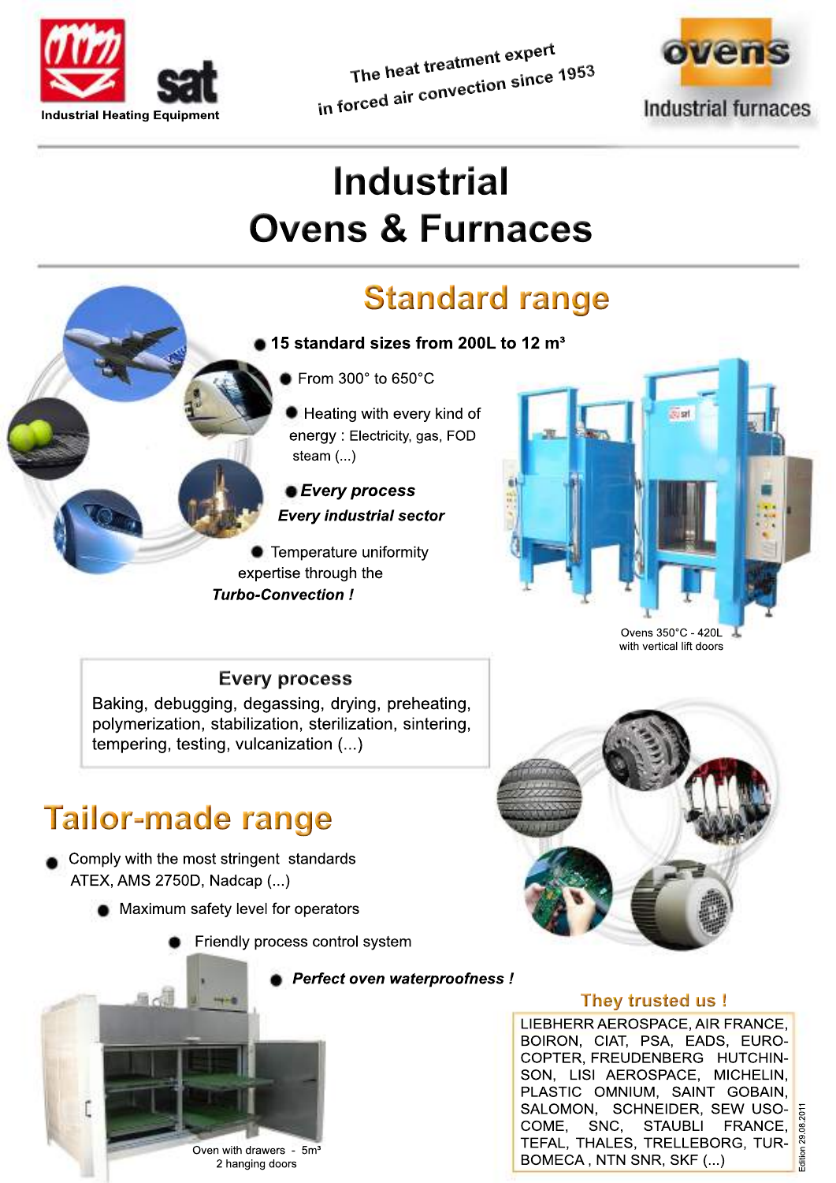Industrial Heating Equipment

*The heat treatment expert in forced air convection since 1953*

ovens
Industrial furnaces

# Industrial Ovens & Furnaces

## Standard range

- **15 standard sizes from 200L to 12 m³**
- From 300° to 650°C
- Heating with every kind of energy : Electricity, gas, FOD steam (...)
- ***Every process***
  ***Every industrial sector***
- Temperature uniformity expertise through the ***Turbo-Convection !***

Ovens 350°C - 420L
with vertical lift doors

### Every process

Baking, debugging, degassing, drying, preheating, polymerization, stabilization, sterilization, sintering, tempering, testing, vulcanization (...)

## Tailor-made range

- Comply with the most stringent standards ATEX, AMS 2750D, Nadcap (...)
- Maximum safety level for operators
- Friendly process control system
- ***Perfect oven waterproofness !***

Oven with drawers - 5m³
2 hanging doors

### They trusted us !

LIEBHERR AEROSPACE, AIR FRANCE, BOIRON, CIAT, PSA, EADS, EUROCOPTER, FREUDENBERG HUTCHINSON, LISI AEROSPACE, MICHELIN, PLASTIC OMNIUM, SAINT GOBAIN, SALOMON, SCHNEIDER, SEW USOCOME, SNC, STAUBLI FRANCE, TEFAL, THALES, TRELLEBORG, TURBOMECA , NTN SNR, SKF (...)

Edition 29.08.2011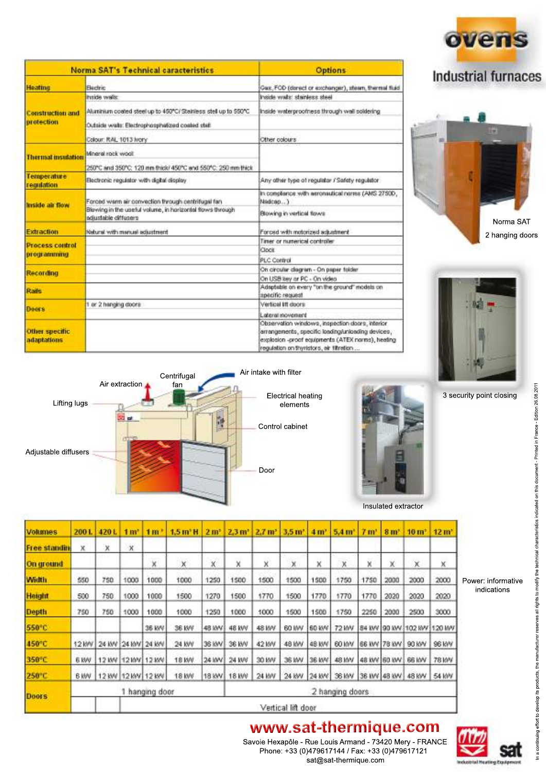# ovens

## Industrial furnaces

| Norma SAT's Technical caracteristics | | Options |
|---|---|---|
| Heating | Electric | Gas, FOD (direct or exchanger), steam, thermal fluid |
| Construction and protection | Inside walls: | Inside walls: stainless steel |
| | Aluminium coated steel up to 450°C/ Stainless stell up to 550°C | Inside waterproofness through wall soldering |
| | Outside walls: Electrophosphatized coated stell | |
| | Colour: RAL 1013 Ivory | Other colours |
| Thermal insulation | Mineral rock wool | |
| | 250°C and 350°C: 120 mm thick/ 450°C and 550°C: 250 mm thick | |
| Temperature regulation | Electronic regulator with digital display | Any other type of regulator / Safety regulator |
| Inside air flow | Forced warm air convection through centrifugal fan | In compliance with aeronautical norms (AMS 2750D, Nadcap...) |
| | Blowing in the useful volume, in horizontal flows through adjustable diffusers | Blowing in vertical flows |
| Extraction | Natural with manual adjustment | Forced with motorized adjustment |
| Process control programming | | Timer or numerical controller |
| | | Clock |
| | | PLC Control |
| Recording | | On circular diagram - On paper folder |
| | | On USB key or PC - On video |
| Rails | | Adaptable on every "on the ground" models on specific request |
| Doors | 1 or 2 hanging doors | Vertical lift doors |
| | | Lateral movement |
| Other specific adaptations | | Observation windows, inspection doors, interior arrangements, specific loading/unloading devices, explosion -proof equipments (ATEX norms), heating regulation on thyristors, air filtration ... |

Norma SAT
2 hanging doors

3 security point closing

Lifting lugs
Air extraction
Centrifugal fan
Air intake with filter
Electrical heating elements
Control cabinet
Adjustable diffusers
Door

Insulated extractor

| Volumes | 200 L | 420 L | 1 m³ | 1 m³ | 1,5 m³ H | 2 m³ | 2,3 m³ | 2,7 m³ | 3,5 m³ | 4 m³ | 5,4 m³ | 7 m³ | 8 m³ | 10 m³ | 12 m³ |
|---|---|---|---|---|---|---|---|---|---|---|---|---|---|---|---|
| Free standing | X | X | X | | | | | | | | | | | | |
| On ground | | | | X | X | X | X | X | X | X | X | X | X | X | X |
| Width | 550 | 750 | 1000 | 1000 | 1000 | 1250 | 1500 | 1500 | 1500 | 1500 | 1750 | 1750 | 2000 | 2000 | 2000 |
| Height | 500 | 750 | 1000 | 1000 | 1500 | 1270 | 1500 | 1770 | 1500 | 1770 | 1770 | 1770 | 2020 | 2020 | 2020 |
| Depth | 750 | 750 | 1000 | 1000 | 1000 | 1250 | 1000 | 1000 | 1500 | 1500 | 1750 | 2250 | 2000 | 2500 | 3000 |
| 550°C | | | | 36 kW | 36 kW | 48 kW | 48 kW | 48 kW | 60 kW | 60 kW | 72 kW | 84 kW | 90 kW | 102 kW | 120 kW |
| 450°C | 12 kW | 24 kW | 24 kW | 24 kW | 24 kW | 36 kW | 36 kW | 42 kW | 48 kW | 48 kW | 60 kW | 66 kW | 78 kW | 90 kW | 96 kW |
| 350°C | 6 kW | 12 kW | 12 kW | 12 kW | 18 kW | 24 kW | 24 kW | 30 kW | 36 kW | 36 kW | 48 kW | 48 kW | 60 kW | 66 kW | 78 kW |
| 250°C | 6 kW | 12 kW | 12 kW | 12 kW | 18 kW | 18 kW | 18 kW | 24 kW | 24 kW | 24 kW | 36 kW | 36 kW | 48 kW | 48 kW | 54 kW |
| Doors | | | 1 hanging door | | | | 2 hanging doors | | | | | | | | |
| | | | Vertical lift door | | | | | | | | | | | | |

Power: informative indications

In a continuing effort to develop its products, the manufacturer reserves all rights to modify the technical characteristics indicated on this document - Printed in France - Edition 26.08.2011

**www.sat-thermique.com**

Savoie Hexapôle - Rue Louis Armand - 73420 Mery - FRANCE
Phone: +33 (0)479617144 / Fax: +33 (0)479617121
sat@sat-thermique.com

sat
Industrial Heating Equipment